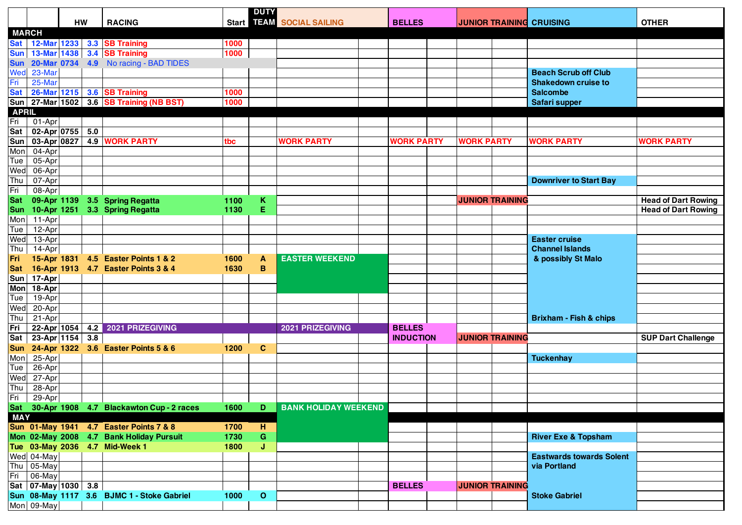| | | HW | | RACING | Start | DUTY TEAM | SOCIAL SAILING | BELLES | JUNIOR TRAINING | CRUISING | OTHER |
|---|---|---|---|---|---|---|---|---|---|---|---|
| **MARCH** | | | | | | | | | | | |
| Sat | 12-Mar | 1233 | 3.3 | SB Training | 1000 | | | | | | |
| Sun | 13-Mar | 1438 | 3.4 | SB Training | 1000 | | | | | | |
| Sun | 20-Mar | 0734 | 4.9 | No racing - BAD TIDES | | | | | | | |
| Wed | 23-Mar | | | | | | | | | Beach Scrub off Club | |
| Fri | 25-Mar | | | | | | | | | Shakedown cruise to | |
| Sat | 26-Mar | 1215 | 3.6 | SB Training | 1000 | | | | | Salcombe | |
| Sun | 27-Mar | 1502 | 3.6 | SB Training (NB BST) | 1000 | | | | | Safari supper | |
| **APRIL** | | | | | | | | | | | |
| Fri | 01-Apr | | | | | | | | | | |
| Sat | 02-Apr | 0755 | 5.0 | | | | | | | | |
| Sun | 03-Apr | 0827 | 4.9 | WORK PARTY | tbc | | WORK PARTY | WORK PARTY | WORK PARTY | WORK PARTY | WORK PARTY |
| Mon | 04-Apr | | | | | | | | | | |
| Tue | 05-Apr | | | | | | | | | | |
| Wed | 06-Apr | | | | | | | | | | |
| Thu | 07-Apr | | | | | | | | | Downriver to Start Bay | |
| Fri | 08-Apr | | | | | | | | | | |
| Sat | 09-Apr | 1139 | 3.5 | Spring Regatta | 1100 | K | | | JUNIOR TRAINING | | Head of Dart Rowing |
| Sun | 10-Apr | 1251 | 3.3 | Spring Regatta | 1130 | E | | | | | Head of Dart Rowing |
| Mon | 11-Apr | | | | | | | | | | |
| Tue | 12-Apr | | | | | | | | | | |
| Wed | 13-Apr | | | | | | | | | Easter cruise | |
| Thu | 14-Apr | | | | | | | | | Channel Islands | |
| Fri | 15-Apr | 1831 | 4.5 | Easter Points 1 & 2 | 1600 | A | EASTER WEEKEND | | | & possibly St Malo | |
| Sat | 16-Apr | 1913 | 4.7 | Easter Points 3 & 4 | 1630 | B | | | | | |
| Sun | 17-Apr | | | | | | | | | | |
| Mon | 18-Apr | | | | | | | | | | |
| Tue | 19-Apr | | | | | | | | | | |
| Wed | 20-Apr | | | | | | | | | | |
| Thu | 21-Apr | | | | | | | | | Brixham - Fish & chips | |
| Fri | 22-Apr | 1054 | 4.2 | 2021 PRIZEGIVING | | | 2021 PRIZEGIVING | BELLES | | | |
| Sat | 23-Apr | 1154 | 3.8 | | | | | INDUCTION | JUNIOR TRAINING | | SUP Dart Challenge |
| Sun | 24-Apr | 1322 | 3.6 | Easter Points 5 & 6 | 1200 | C | | | | | |
| Mon | 25-Apr | | | | | | | | | Tuckenhay | |
| Tue | 26-Apr | | | | | | | | | | |
| Wed | 27-Apr | | | | | | | | | | |
| Thu | 28-Apr | | | | | | | | | | |
| Fri | 29-Apr | | | | | | | | | | |
| Sat | 30-Apr | 1908 | 4.7 | Blackawton Cup - 2 races | 1600 | D | BANK HOLIDAY WEEKEND | | | | |
| **MAY** | | | | | | | | | | | |
| Sun | 01-May | 1941 | 4.7 | Easter Points 7 & 8 | 1700 | H | | | | | |
| Mon | 02-May | 2008 | 4.7 | Bank Holiday Pursuit | 1730 | G | | | | River Exe & Topsham | |
| Tue | 03-May | 2036 | 4.7 | Mid-Week 1 | 1800 | J | | | | | |
| Wed | 04-May | | | | | | | | | Eastwards towards Solent | |
| Thu | 05-May | | | | | | | | | via Portland | |
| Fri | 06-May | | | | | | | | | | |
| Sat | 07-May | 1030 | 3.8 | | | | | BELLES | JUNIOR TRAINING | | |
| Sun | 08-May | 1117 | 3.6 | BJMC 1 - Stoke Gabriel | 1000 | O | | | | Stoke Gabriel | |
| Mon | 09-May | | | | | | | | | | |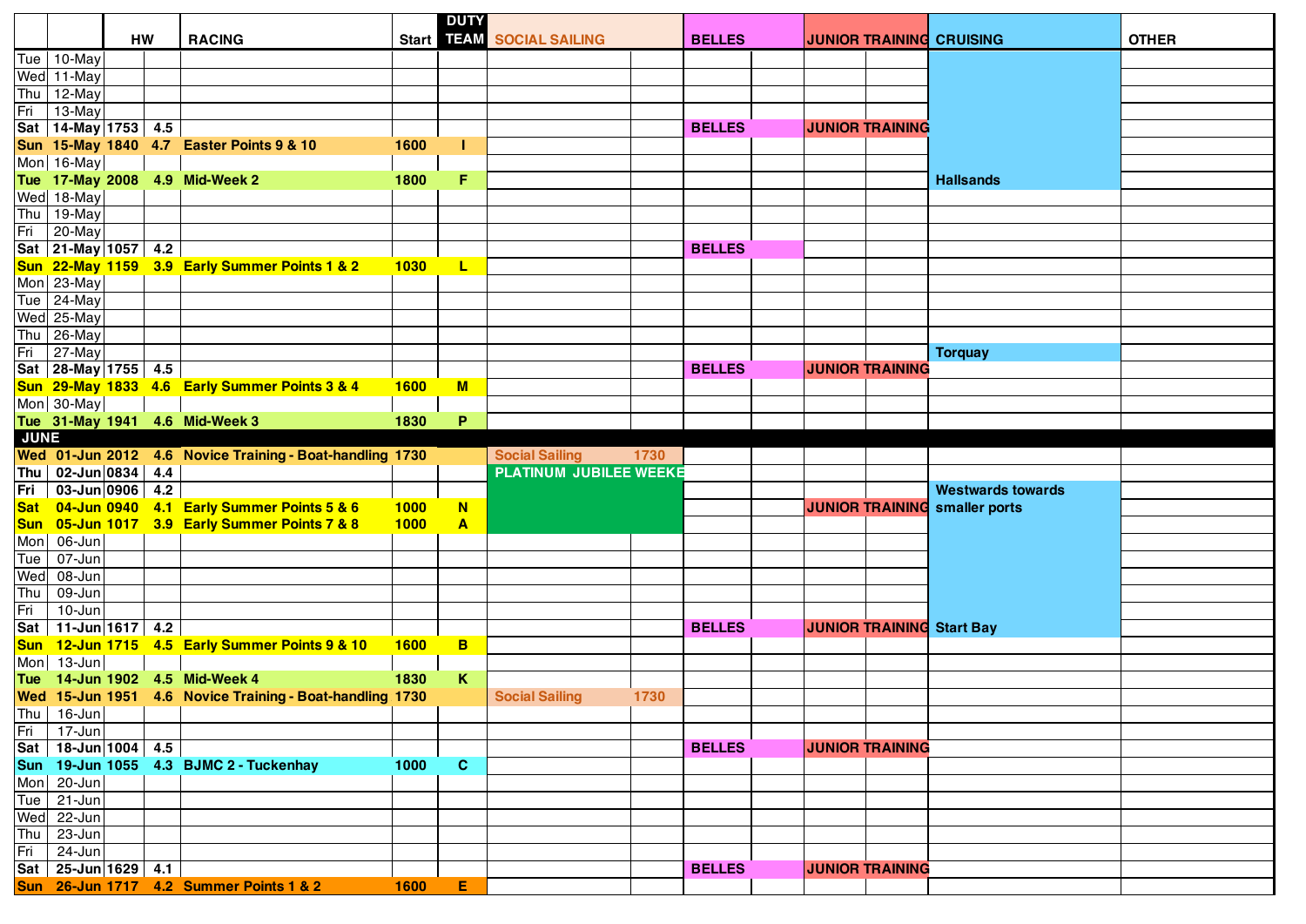| | | HW | | RACING | Start | DUTY TEAM | SOCIAL SAILING | | BELLES | | JUNIOR TRAINING | | CRUISING | OTHER |
|---|---|---|---|---|---|---|---|---|---|---|---|---|---|---|
| Tue | 10-May | | | | | | | | | | | | | |
| Wed | 11-May | | | | | | | | | | | | | |
| Thu | 12-May | | | | | | | | | | | | | |
| Fri | 13-May | | | | | | | | | | | | | |
| **Sat** | **14-May** | **1753** | **4.5** | | | | | | **BELLES** | | **JUNIOR TRAINING** | | | |
| **Sun** | **15-May** | **1840** | **4.7** | **Easter Points 9 & 10** | **1600** | **I** | | | | | | | | |
| Mon | 16-May | | | | | | | | | | | | | |
| **Tue** | **17-May** | **2008** | **4.9** | **Mid-Week 2** | **1800** | **F** | | | | | | | **Hallsands** | |
| Wed | 18-May | | | | | | | | | | | | | |
| Thu | 19-May | | | | | | | | | | | | | |
| Fri | 20-May | | | | | | | | | | | | | |
| **Sat** | **21-May** | **1057** | **4.2** | | | | | | **BELLES** | | | | | |
| **Sun** | **22-May** | **1159** | **3.9** | **Early Summer Points 1 & 2** | **1030** | **L** | | | | | | | | |
| Mon | 23-May | | | | | | | | | | | | | |
| Tue | 24-May | | | | | | | | | | | | | |
| Wed | 25-May | | | | | | | | | | | | | |
| Thu | 26-May | | | | | | | | | | | | | |
| Fri | 27-May | | | | | | | | | | | | **Torquay** | |
| **Sat** | **28-May** | **1755** | **4.5** | | | | | | **BELLES** | | **JUNIOR TRAINING** | | | |
| **Sun** | **29-May** | **1833** | **4.6** | **Early Summer Points 3 & 4** | **1600** | **M** | | | | | | | | |
| Mon | 30-May | | | | | | | | | | | | | |
| **Tue** | **31-May** | **1941** | **4.6** | **Mid-Week 3** | **1830** | **P** | | | | | | | | |
| **JUNE** | | | | | | | | | | | | | | |
| **Wed** | **01-Jun** | **2012** | **4.6** | **Novice Training - Boat-handling** | **1730** | | **Social Sailing** | **1730** | | | | | | |
| **Thu** | **02-Jun** | **0834** | **4.4** | | | | **PLATINUM JUBILEE WEEKEND** | | | | | | | |
| **Fri** | **03-Jun** | **0906** | **4.2** | | | | | | | | | | **Westwards towards** | |
| **Sat** | **04-Jun** | **0940** | **4.1** | **Early Summer Points 5 & 6** | **1000** | **N** | | | | | **JUNIOR TRAINING** | | **smaller ports** | |
| **Sun** | **05-Jun** | **1017** | **3.9** | **Early Summer Points 7 & 8** | **1000** | **A** | | | | | | | | |
| Mon | 06-Jun | | | | | | | | | | | | | |
| Tue | 07-Jun | | | | | | | | | | | | | |
| Wed | 08-Jun | | | | | | | | | | | | | |
| Thu | 09-Jun | | | | | | | | | | | | | |
| Fri | 10-Jun | | | | | | | | | | | | | |
| **Sat** | **11-Jun** | **1617** | **4.2** | | | | | | **BELLES** | | **JUNIOR TRAINING** | | **Start Bay** | |
| **Sun** | **12-Jun** | **1715** | **4.5** | **Early Summer Points 9 & 10** | **1600** | **B** | | | | | | | | |
| Mon | 13-Jun | | | | | | | | | | | | | |
| **Tue** | **14-Jun** | **1902** | **4.5** | **Mid-Week 4** | **1830** | **K** | | | | | | | | |
| **Wed** | **15-Jun** | **1951** | **4.6** | **Novice Training - Boat-handling** | **1730** | | **Social Sailing** | **1730** | | | | | | |
| Thu | 16-Jun | | | | | | | | | | | | | |
| Fri | 17-Jun | | | | | | | | | | | | | |
| **Sat** | **18-Jun** | **1004** | **4.5** | | | | | | **BELLES** | | **JUNIOR TRAINING** | | | |
| **Sun** | **19-Jun** | **1055** | **4.3** | **BJMC 2 - Tuckenhay** | **1000** | **C** | | | | | | | | |
| Mon | 20-Jun | | | | | | | | | | | | | |
| Tue | 21-Jun | | | | | | | | | | | | | |
| Wed | 22-Jun | | | | | | | | | | | | | |
| Thu | 23-Jun | | | | | | | | | | | | | |
| Fri | 24-Jun | | | | | | | | | | | | | |
| **Sat** | **25-Jun** | **1629** | **4.1** | | | | | | **BELLES** | | **JUNIOR TRAINING** | | | |
| **Sun** | **26-Jun** | **1717** | **4.2** | **Summer Points 1 & 2** | **1600** | **E** | | | | | | | | |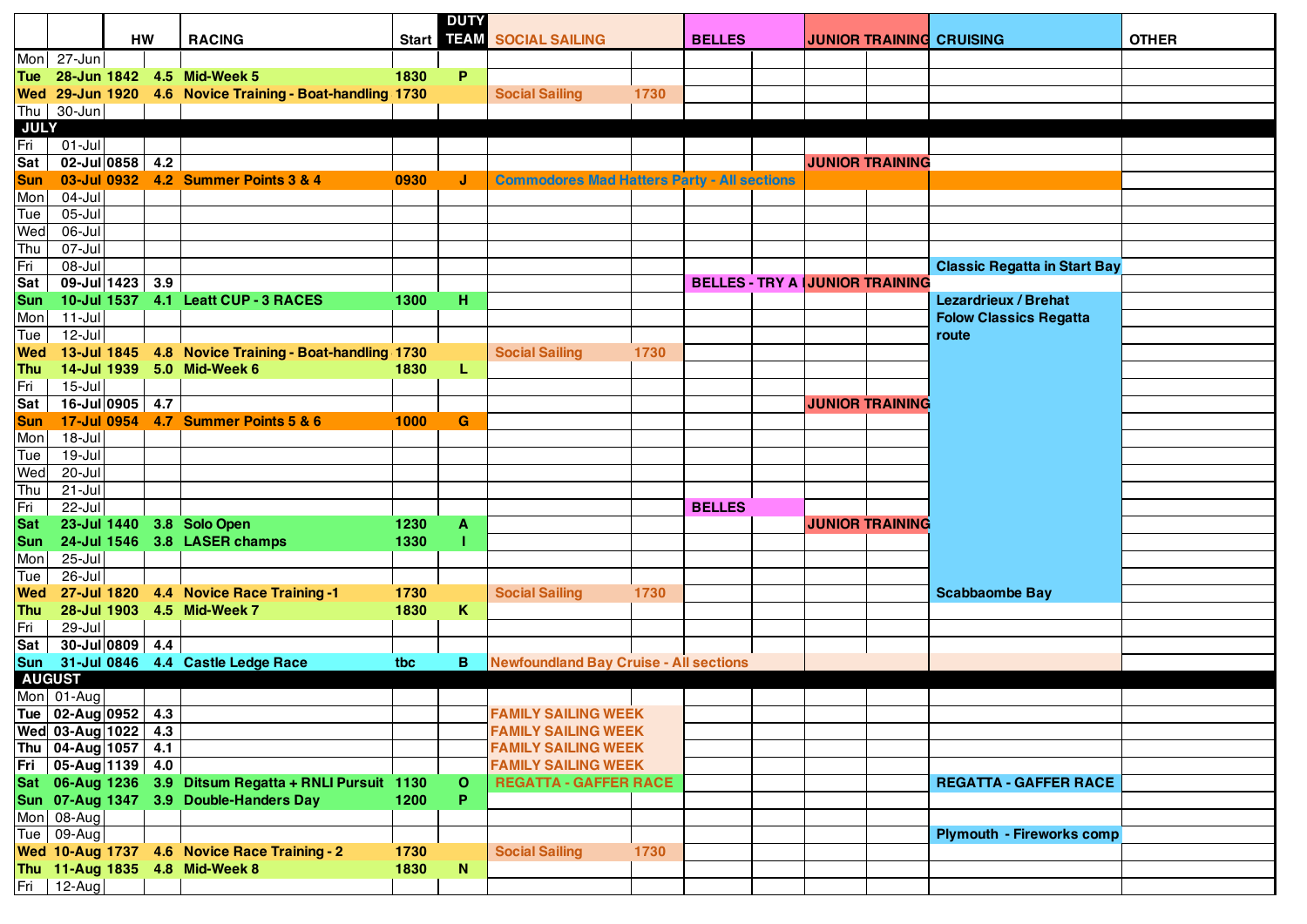| | | HW | | RACING | Start | DUTY TEAM | SOCIAL SAILING | | BELLES | | JUNIOR TRAINING | | CRUISING | OTHER |
|---|---|---|---|---|---|---|---|---|---|---|---|---|---|---|
| Mon | 27-Jun | | | | | | | | | | | | | |
| Tue | 28-Jun | 1842 | 4.5 | Mid-Week 5 | 1830 | P | | | | | | | | |
| Wed | 29-Jun | 1920 | 4.6 | Novice Training - Boat-handling | 1730 | | Social Sailing | 1730 | | | | | | |
| Thu | 30-Jun | | | | | | | | | | | | | |
| JULY | | | | | | | | | | | | | | |
| Fri | 01-Jul | | | | | | | | | | | | | |
| Sat | 02-Jul | 0858 | 4.2 | | | | | | | | JUNIOR TRAINING | | | |
| Sun | 03-Jul | 0932 | 4.2 | Summer Points 3 & 4 | 0930 | J | Commodores Mad Hatters Party - All sections | | | | | | | |
| Mon | 04-Jul | | | | | | | | | | | | | |
| Tue | 05-Jul | | | | | | | | | | | | | |
| Wed | 06-Jul | | | | | | | | | | | | | |
| Thu | 07-Jul | | | | | | | | | | | | | |
| Fri | 08-Jul | | | | | | | | | | | | Classic Regatta in Start Bay | |
| Sat | 09-Jul | 1423 | 3.9 | | | | | | BELLES - TRY A | | JUNIOR TRAINING | | | |
| Sun | 10-Jul | 1537 | 4.1 | Leatt CUP - 3 RACES | 1300 | H | | | | | | | Lezardrieux / Brehat | |
| Mon | 11-Jul | | | | | | | | | | | | Folow Classics Regatta | |
| Tue | 12-Jul | | | | | | | | | | | | route | |
| Wed | 13-Jul | 1845 | 4.8 | Novice Training - Boat-handling | 1730 | | Social Sailing | 1730 | | | | | | |
| Thu | 14-Jul | 1939 | 5.0 | Mid-Week 6 | 1830 | L | | | | | | | | |
| Fri | 15-Jul | | | | | | | | | | | | | |
| Sat | 16-Jul | 0905 | 4.7 | | | | | | | | JUNIOR TRAINING | | | |
| Sun | 17-Jul | 0954 | 4.7 | Summer Points 5 & 6 | 1000 | G | | | | | | | | |
| Mon | 18-Jul | | | | | | | | | | | | | |
| Tue | 19-Jul | | | | | | | | | | | | | |
| Wed | 20-Jul | | | | | | | | | | | | | |
| Thu | 21-Jul | | | | | | | | | | | | | |
| Fri | 22-Jul | | | | | | | | BELLES | | | | | |
| Sat | 23-Jul | 1440 | 3.8 | Solo Open | 1230 | A | | | | | JUNIOR TRAINING | | | |
| Sun | 24-Jul | 1546 | 3.8 | LASER champs | 1330 | I | | | | | | | | |
| Mon | 25-Jul | | | | | | | | | | | | | |
| Tue | 26-Jul | | | | | | | | | | | | | |
| Wed | 27-Jul | 1820 | 4.4 | Novice Race Training -1 | 1730 | | Social Sailing | 1730 | | | | | Scabbaombe Bay | |
| Thu | 28-Jul | 1903 | 4.5 | Mid-Week 7 | 1830 | K | | | | | | | | |
| Fri | 29-Jul | | | | | | | | | | | | | |
| Sat | 30-Jul | 0809 | 4.4 | | | | | | | | | | | |
| Sun | 31-Jul | 0846 | 4.4 | Castle Ledge Race | tbc | B | Newfoundland Bay Cruise - All sections | | | | | | | |
| AUGUST | | | | | | | | | | | | | | |
| Mon | 01-Aug | | | | | | | | | | | | | |
| Tue | 02-Aug | 0952 | 4.3 | | | | FAMILY SAILING WEEK | | | | | | | |
| Wed | 03-Aug | 1022 | 4.3 | | | | FAMILY SAILING WEEK | | | | | | | |
| Thu | 04-Aug | 1057 | 4.1 | | | | FAMILY SAILING WEEK | | | | | | | |
| Fri | 05-Aug | 1139 | 4.0 | | | | FAMILY SAILING WEEK | | | | | | | |
| Sat | 06-Aug | 1236 | 3.9 | Ditsum Regatta + RNLI Pursuit | 1130 | O | REGATTA - GAFFER RACE | | | | | | REGATTA - GAFFER RACE | |
| Sun | 07-Aug | 1347 | 3.9 | Double-Handers Day | 1200 | P | | | | | | | | |
| Mon | 08-Aug | | | | | | | | | | | | | |
| Tue | 09-Aug | | | | | | | | | | | | Plymouth - Fireworks comp | |
| Wed | 10-Aug | 1737 | 4.6 | Novice Race Training - 2 | 1730 | | Social Sailing | 1730 | | | | | | |
| Thu | 11-Aug | 1835 | 4.8 | Mid-Week 8 | 1830 | N | | | | | | | | |
| Fri | 12-Aug | | | | | | | | | | | | | |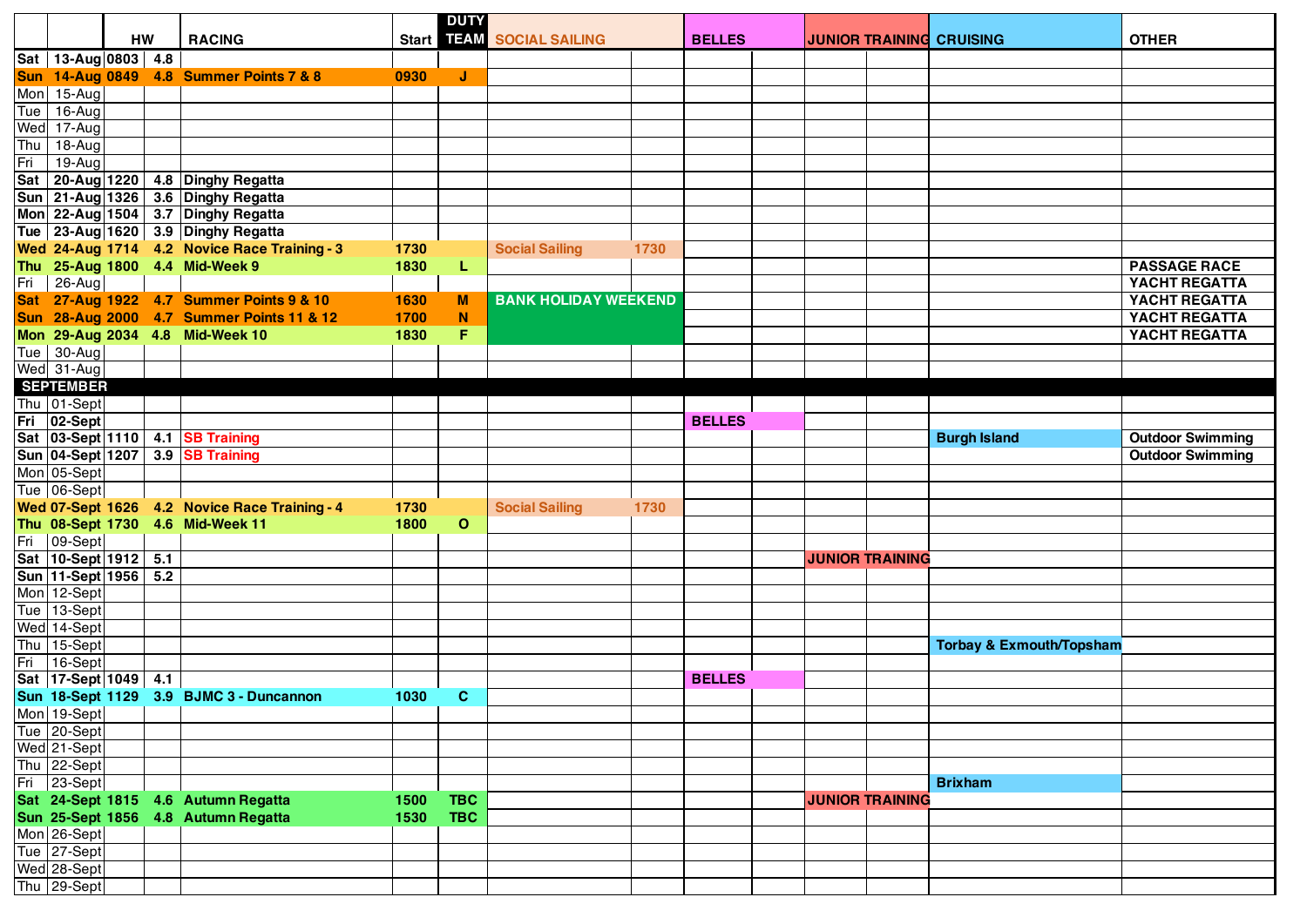| | | HW | | RACING | Start | DUTY TEAM | SOCIAL SAILING | | BELLES | | JUNIOR TRAINING | | CRUISING | OTHER |
|---|---|---|---|---|---|---|---|---|---|---|---|---|---|---|
| Sat | 13-Aug | 0803 | 4.8 | | | | | | | | | | | |
| Sun | 14-Aug | 0849 | 4.8 | Summer Points 7 & 8 | 0930 | J | | | | | | | | |
| Mon | 15-Aug | | | | | | | | | | | | | |
| Tue | 16-Aug | | | | | | | | | | | | | |
| Wed | 17-Aug | | | | | | | | | | | | | |
| Thu | 18-Aug | | | | | | | | | | | | | |
| Fri | 19-Aug | | | | | | | | | | | | | |
| Sat | 20-Aug | 1220 | 4.8 | Dinghy Regatta | | | | | | | | | | |
| Sun | 21-Aug | 1326 | 3.6 | Dinghy Regatta | | | | | | | | | | |
| Mon | 22-Aug | 1504 | 3.7 | Dinghy Regatta | | | | | | | | | | |
| Tue | 23-Aug | 1620 | 3.9 | Dinghy Regatta | | | | | | | | | | |
| Wed | 24-Aug | 1714 | 4.2 | Novice Race Training - 3 | 1730 | | Social Sailing | 1730 | | | | | | |
| Thu | 25-Aug | 1800 | 4.4 | Mid-Week 9 | 1830 | L | | | | | | | | PASSAGE RACE |
| Fri | 26-Aug | | | | | | | | | | | | | YACHT REGATTA |
| Sat | 27-Aug | 1922 | 4.7 | Summer Points 9 & 10 | 1630 | M | BANK HOLIDAY WEEKEND | | | | | | | YACHT REGATTA |
| Sun | 28-Aug | 2000 | 4.7 | Summer Points 11 & 12 | 1700 | N | | | | | | | | YACHT REGATTA |
| Mon | 29-Aug | 2034 | 4.8 | Mid-Week 10 | 1830 | F | | | | | | | | YACHT REGATTA |
| Tue | 30-Aug | | | | | | | | | | | | | |
| Wed | 31-Aug | | | | | | | | | | | | | |
| **SEPTEMBER** | | | | | | | | | | | | | | |
| Thu | 01-Sept | | | | | | | | | | | | | |
| Fri | 02-Sept | | | | | | | | BELLES | | | | | |
| Sat | 03-Sept | 1110 | 4.1 | SB Training | | | | | | | | | Burgh Island | Outdoor Swimming |
| Sun | 04-Sept | 1207 | 3.9 | SB Training | | | | | | | | | | Outdoor Swimming |
| Mon | 05-Sept | | | | | | | | | | | | | |
| Tue | 06-Sept | | | | | | | | | | | | | |
| Wed | 07-Sept | 1626 | 4.2 | Novice Race Training - 4 | 1730 | | Social Sailing | 1730 | | | | | | |
| Thu | 08-Sept | 1730 | 4.6 | Mid-Week 11 | 1800 | O | | | | | | | | |
| Fri | 09-Sept | | | | | | | | | | | | | |
| Sat | 10-Sept | 1912 | 5.1 | | | | | | | | JUNIOR TRAINING | | | |
| Sun | 11-Sept | 1956 | 5.2 | | | | | | | | | | | |
| Mon | 12-Sept | | | | | | | | | | | | | |
| Tue | 13-Sept | | | | | | | | | | | | | |
| Wed | 14-Sept | | | | | | | | | | | | | |
| Thu | 15-Sept | | | | | | | | | | | | Torbay & Exmouth/Topsham | |
| Fri | 16-Sept | | | | | | | | | | | | | |
| Sat | 17-Sept | 1049 | 4.1 | | | | | | BELLES | | | | | |
| Sun | 18-Sept | 1129 | 3.9 | BJMC 3 - Duncannon | 1030 | C | | | | | | | | |
| Mon | 19-Sept | | | | | | | | | | | | | |
| Tue | 20-Sept | | | | | | | | | | | | | |
| Wed | 21-Sept | | | | | | | | | | | | | |
| Thu | 22-Sept | | | | | | | | | | | | | |
| Fri | 23-Sept | | | | | | | | | | | | Brixham | |
| Sat | 24-Sept | 1815 | 4.6 | Autumn Regatta | 1500 | TBC | | | | | JUNIOR TRAINING | | | |
| Sun | 25-Sept | 1856 | 4.8 | Autumn Regatta | 1530 | TBC | | | | | | | | |
| Mon | 26-Sept | | | | | | | | | | | | | |
| Tue | 27-Sept | | | | | | | | | | | | | |
| Wed | 28-Sept | | | | | | | | | | | | | |
| Thu | 29-Sept | | | | | | | | | | | | | |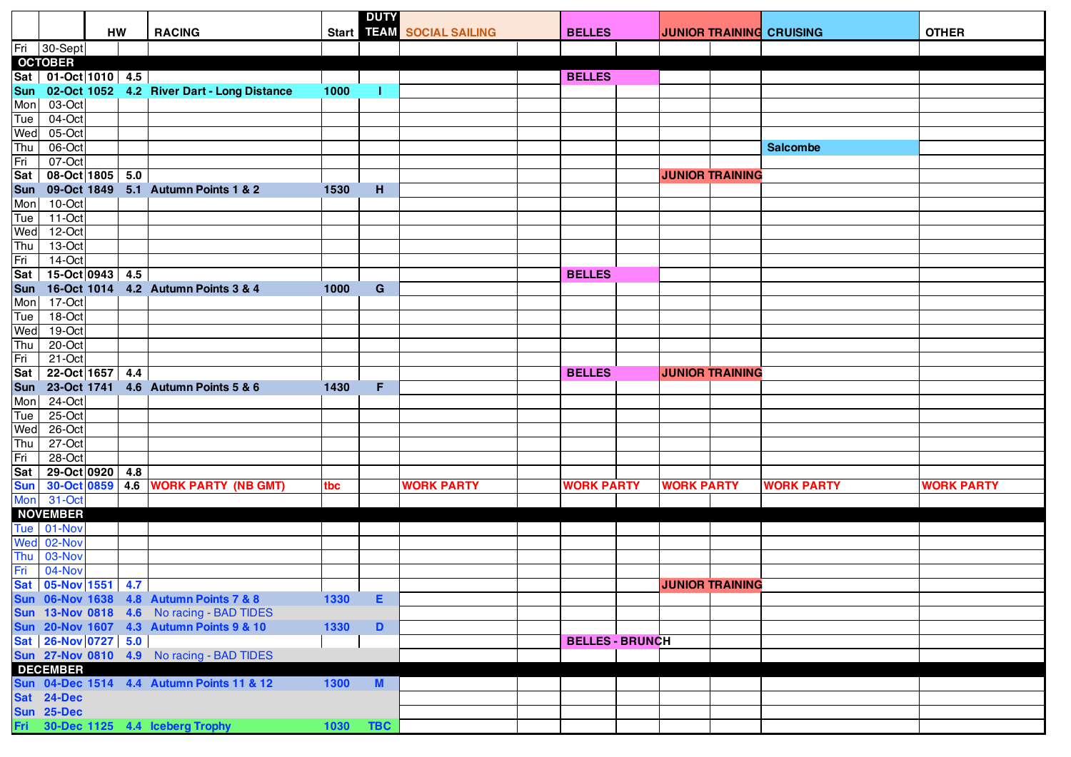| | | HW | | RACING | Start | DUTY TEAM | SOCIAL SAILING | | BELLES | | JUNIOR TRAINING | | CRUISING | OTHER |
|---|---|---|---|---|---|---|---|---|---|---|---|---|---|---|
| Fri | 30-Sept | | | | | | | | | | | | | |
| **OCTOBER** | | | | | | | | | | | | | | |
| **Sat** | **01-Oct** | 1010 | 4.5 | | | | | | **BELLES** | | | | | |
| **Sun** | **02-Oct** | 1052 | 4.2 | **River Dart - Long Distance** | 1000 | I | | | | | | | | |
| Mon | 03-Oct | | | | | | | | | | | | | |
| Tue | 04-Oct | | | | | | | | | | | | | |
| Wed | 05-Oct | | | | | | | | | | | | | |
| Thu | 06-Oct | | | | | | | | | | | | **Salcombe** | |
| Fri | 07-Oct | | | | | | | | | | | | | |
| **Sat** | **08-Oct** | 1805 | 5.0 | | | | | | | | **JUNIOR TRAINING** | | | |
| **Sun** | **09-Oct** | 1849 | 5.1 | **Autumn Points 1 & 2** | 1530 | H | | | | | | | | |
| Mon | 10-Oct | | | | | | | | | | | | | |
| Tue | 11-Oct | | | | | | | | | | | | | |
| Wed | 12-Oct | | | | | | | | | | | | | |
| Thu | 13-Oct | | | | | | | | | | | | | |
| Fri | 14-Oct | | | | | | | | | | | | | |
| **Sat** | **15-Oct** | 0943 | 4.5 | | | | | | **BELLES** | | | | | |
| **Sun** | **16-Oct** | 1014 | 4.2 | **Autumn Points 3 & 4** | 1000 | G | | | | | | | | |
| Mon | 17-Oct | | | | | | | | | | | | | |
| Tue | 18-Oct | | | | | | | | | | | | | |
| Wed | 19-Oct | | | | | | | | | | | | | |
| Thu | 20-Oct | | | | | | | | | | | | | |
| Fri | 21-Oct | | | | | | | | | | | | | |
| **Sat** | **22-Oct** | 1657 | 4.4 | | | | | | **BELLES** | | **JUNIOR TRAINING** | | | |
| **Sun** | **23-Oct** | 1741 | 4.6 | **Autumn Points 5 & 6** | 1430 | F | | | | | | | | |
| Mon | 24-Oct | | | | | | | | | | | | | |
| Tue | 25-Oct | | | | | | | | | | | | | |
| Wed | 26-Oct | | | | | | | | | | | | | |
| Thu | 27-Oct | | | | | | | | | | | | | |
| Fri | 28-Oct | | | | | | | | | | | | | |
| **Sat** | **29-Oct** | 0920 | 4.8 | | | | | | | | | | | |
| **Sun** | **30-Oct** | 0859 | 4.6 | **WORK PARTY (NB GMT)** | tbc | | **WORK PARTY** | | **WORK PARTY** | | **WORK PARTY** | | **WORK PARTY** | **WORK PARTY** |
| Mon | 31-Oct | | | | | | | | | | | | | |
| **NOVEMBER** | | | | | | | | | | | | | | |
| Tue | 01-Nov | | | | | | | | | | | | | |
| Wed | 02-Nov | | | | | | | | | | | | | |
| Thu | 03-Nov | | | | | | | | | | | | | |
| Fri | 04-Nov | | | | | | | | | | | | | |
| **Sat** | **05-Nov** | 1551 | 4.7 | | | | | | | | **JUNIOR TRAINING** | | | |
| **Sun** | **06-Nov** | 1638 | 4.8 | **Autumn Points 7 & 8** | 1330 | E | | | | | | | | |
| **Sun** | **13-Nov** | 0818 | 4.6 | No racing - BAD TIDES | | | | | | | | | | |
| **Sun** | **20-Nov** | 1607 | 4.3 | **Autumn Points 9 & 10** | 1330 | D | | | | | | | | |
| **Sat** | **26-Nov** | 0727 | 5.0 | | | | | | **BELLES - BRUNCH** | | | | | |
| **Sun** | **27-Nov** | 0810 | 4.9 | No racing - BAD TIDES | | | | | | | | | | |
| **DECEMBER** | | | | | | | | | | | | | | |
| **Sun** | **04-Dec** | 1514 | 4.4 | **Autumn Points 11 & 12** | 1300 | M | | | | | | | | |
| **Sat** | **24-Dec** | | | | | | | | | | | | | |
| **Sun** | **25-Dec** | | | | | | | | | | | | | |
| **Fri** | **30-Dec** | 1125 | 4.4 | **Iceberg Trophy** | 1030 | TBC | | | | | | | | |